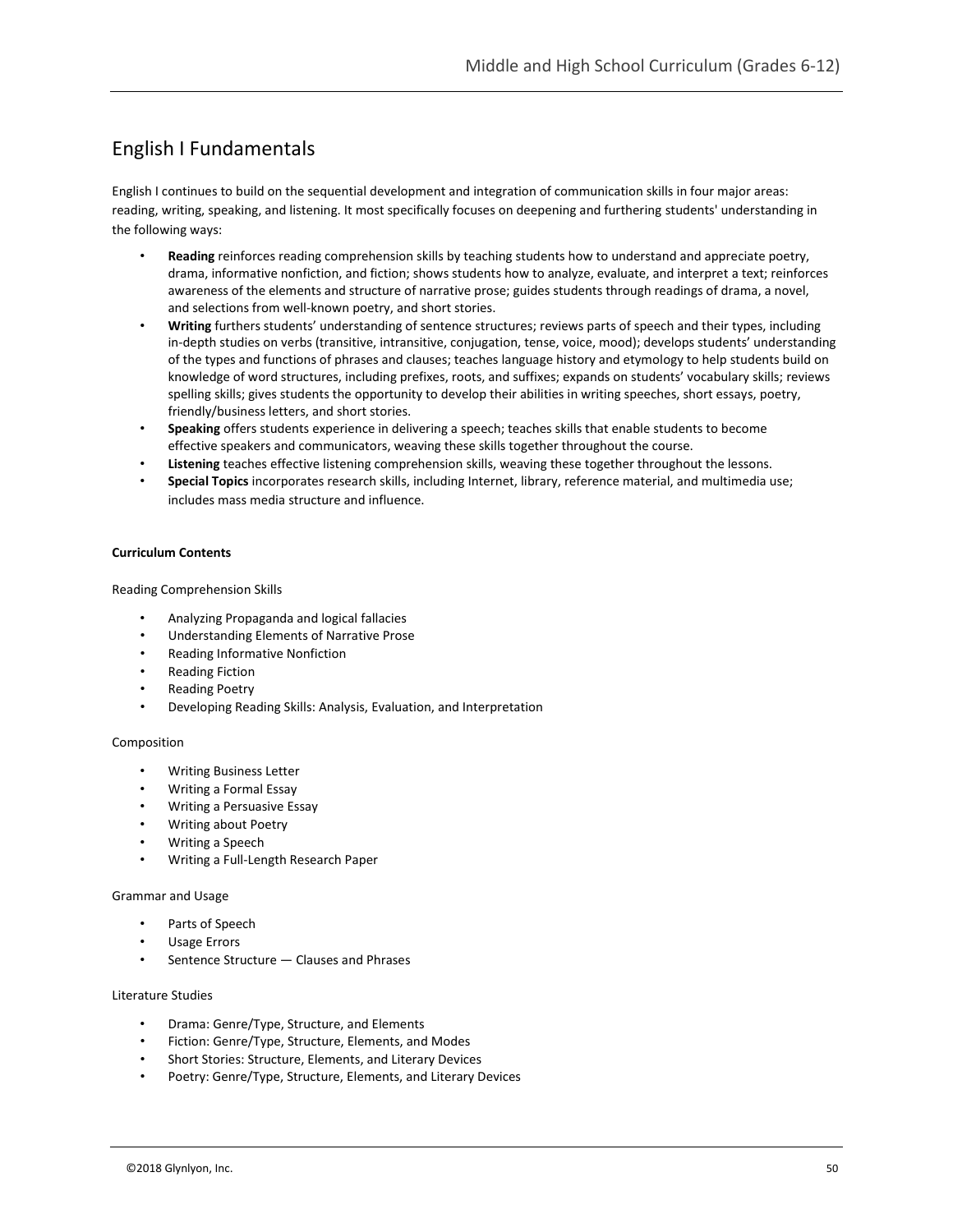# English I Fundamentals

English I continues to build on the sequential development and integration of communication skills in four major areas: reading, writing, speaking, and listening. It most specifically focuses on deepening and furthering students' understanding in the following ways:

- **Reading** reinforces reading comprehension skills by teaching students how to understand and appreciate poetry, drama, informative nonfiction, and fiction; shows students how to analyze, evaluate, and interpret a text; reinforces awareness of the elements and structure of narrative prose; guides students through readings of drama, a novel, and selections from well-known poetry, and short stories.
- **Writing** furthers students' understanding of sentence structures; reviews parts of speech and their types, including in-depth studies on verbs (transitive, intransitive, conjugation, tense, voice, mood); develops students' understanding of the types and functions of phrases and clauses; teaches language history and etymology to help students build on knowledge of word structures, including prefixes, roots, and suffixes; expands on students' vocabulary skills; reviews spelling skills; gives students the opportunity to develop their abilities in writing speeches, short essays, poetry, friendly/business letters, and short stories.
- **Speaking** offers students experience in delivering a speech; teaches skills that enable students to become effective speakers and communicators, weaving these skills together throughout the course.
- **Listening** teaches effective listening comprehension skills, weaving these together throughout the lessons.
- **Special Topics** incorporates research skills, including Internet, library, reference material, and multimedia use; includes mass media structure and influence.

**Curriculum Contents**

Reading Comprehension Skills

- Analyzing Propaganda and logical fallacies
- Understanding Elements of Narrative Prose
- Reading Informative Nonfiction
- Reading Fiction
- Reading Poetry
- Developing Reading Skills: Analysis, Evaluation, and Interpretation

Composition

- Writing Business Letter
- Writing a Formal Essay
- Writing a Persuasive Essay
- Writing about Poetry
- Writing a Speech
- Writing a Full-Length Research Paper

Grammar and Usage

- Parts of Speech
- Usage Errors
- Sentence Structure — Clauses and Phrases

Literature Studies

- Drama: Genre/Type, Structure, and Elements
- Fiction: Genre/Type, Structure, Elements, and Modes
- Short Stories: Structure, Elements, and Literary Devices
- Poetry: Genre/Type, Structure, Elements, and Literary Devices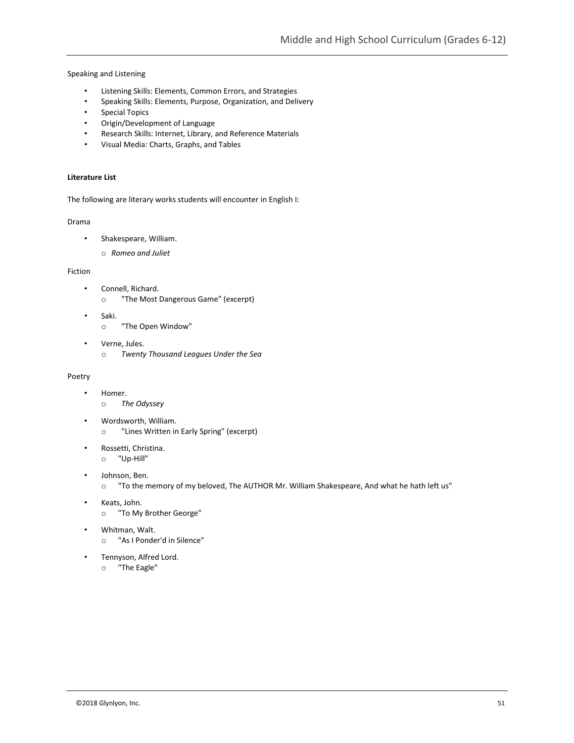Speaking and Listening

- Listening Skills: Elements, Common Errors, and Strategies
- Speaking Skills: Elements, Purpose, Organization, and Delivery
- Special Topics
- Origin/Development of Language
- Research Skills: Internet, Library, and Reference Materials
- Visual Media: Charts, Graphs, and Tables

**Literature List**

The following are literary works students will encounter in English I:

Drama

- Shakespeare, William.
  - *Romeo and Juliet*

Fiction

- Connell, Richard.
  - "The Most Dangerous Game" (excerpt)
- Saki.
  - "The Open Window"
- Verne, Jules.
  - *Twenty Thousand Leagues Under the Sea*

Poetry

- Homer.
  - *The Odyssey*
- Wordsworth, William.
  - "Lines Written in Early Spring" (excerpt)
- Rossetti, Christina.
  - "Up-Hill"
- Johnson, Ben.
  - "To the memory of my beloved, The AUTHOR Mr. William Shakespeare, And what he hath left us"
- Keats, John.
  - "To My Brother George"
- Whitman, Walt.
  - "As I Ponder'd in Silence"
- Tennyson, Alfred Lord.
  - "The Eagle"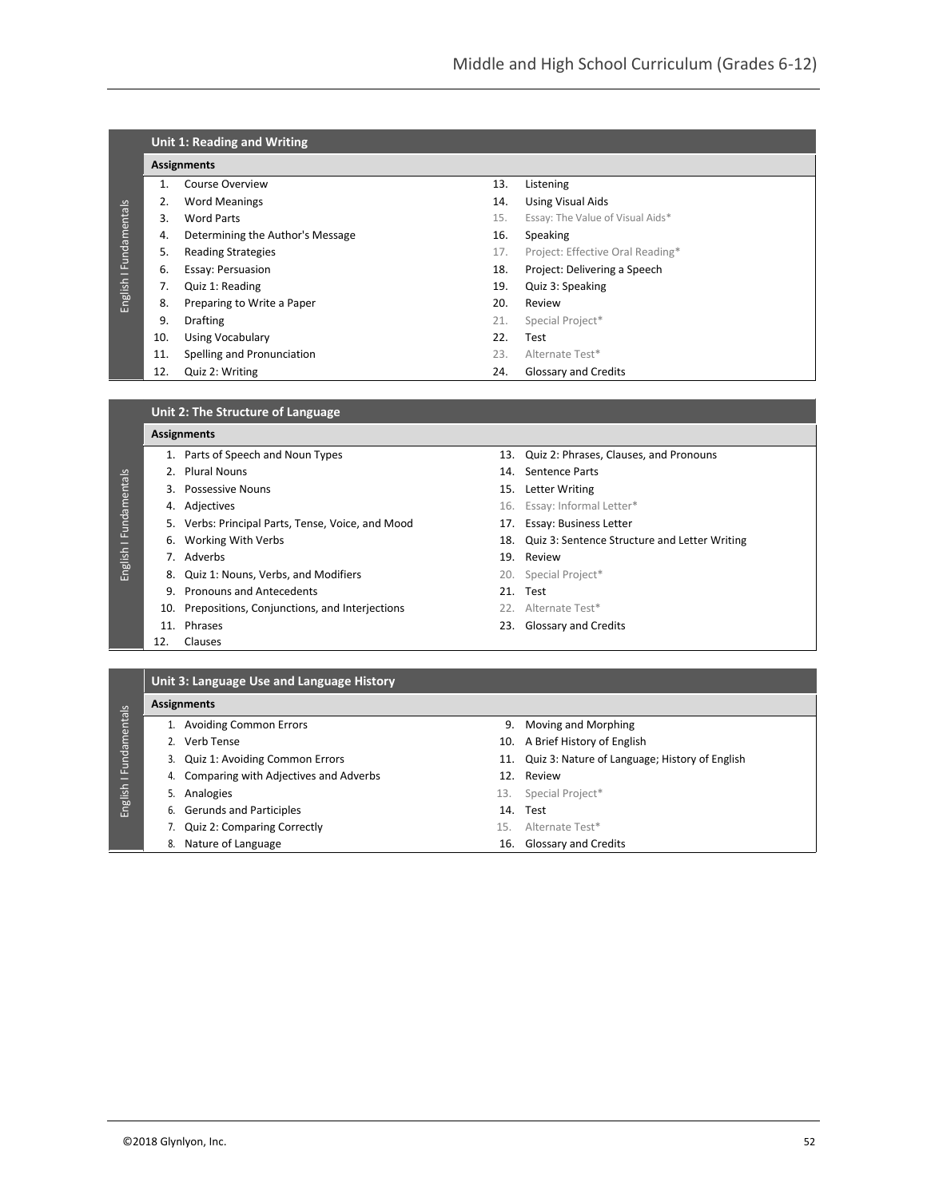English I Fundamentals

## Unit 1: Reading and Writing

**Assignments**

1. Course Overview
2. Word Meanings
3. Word Parts
4. Determining the Author's Message
5. Reading Strategies
6. Essay: Persuasion
7. Quiz 1: Reading
8. Preparing to Write a Paper
9. Drafting
10. Using Vocabulary
11. Spelling and Pronunciation
12. Quiz 2: Writing
13. Listening
14. Using Visual Aids
15. Essay: The Value of Visual Aids*
16. Speaking
17. Project: Effective Oral Reading*
18. Project: Delivering a Speech
19. Quiz 3: Speaking
20. Review
21. Special Project*
22. Test
23. Alternate Test*
24. Glossary and Credits

## Unit 2: The Structure of Language

**Assignments**

1. Parts of Speech and Noun Types
2. Plural Nouns
3. Possessive Nouns
4. Adjectives
5. Verbs: Principal Parts, Tense, Voice, and Mood
6. Working With Verbs
7. Adverbs
8. Quiz 1: Nouns, Verbs, and Modifiers
9. Pronouns and Antecedents
10. Prepositions, Conjunctions, and Interjections
11. Phrases
12. Clauses
13. Quiz 2: Phrases, Clauses, and Pronouns
14. Sentence Parts
15. Letter Writing
16. Essay: Informal Letter*
17. Essay: Business Letter
18. Quiz 3: Sentence Structure and Letter Writing
19. Review
20. Special Project*
21. Test
22. Alternate Test*
23. Glossary and Credits

## Unit 3: Language Use and Language History

**Assignments**

1. Avoiding Common Errors
2. Verb Tense
3. Quiz 1: Avoiding Common Errors
4. Comparing with Adjectives and Adverbs
5. Analogies
6. Gerunds and Participles
7. Quiz 2: Comparing Correctly
8. Nature of Language
9. Moving and Morphing
10. A Brief History of English
11. Quiz 3: Nature of Language; History of English
12. Review
13. Special Project*
14. Test
15. Alternate Test*
16. Glossary and Credits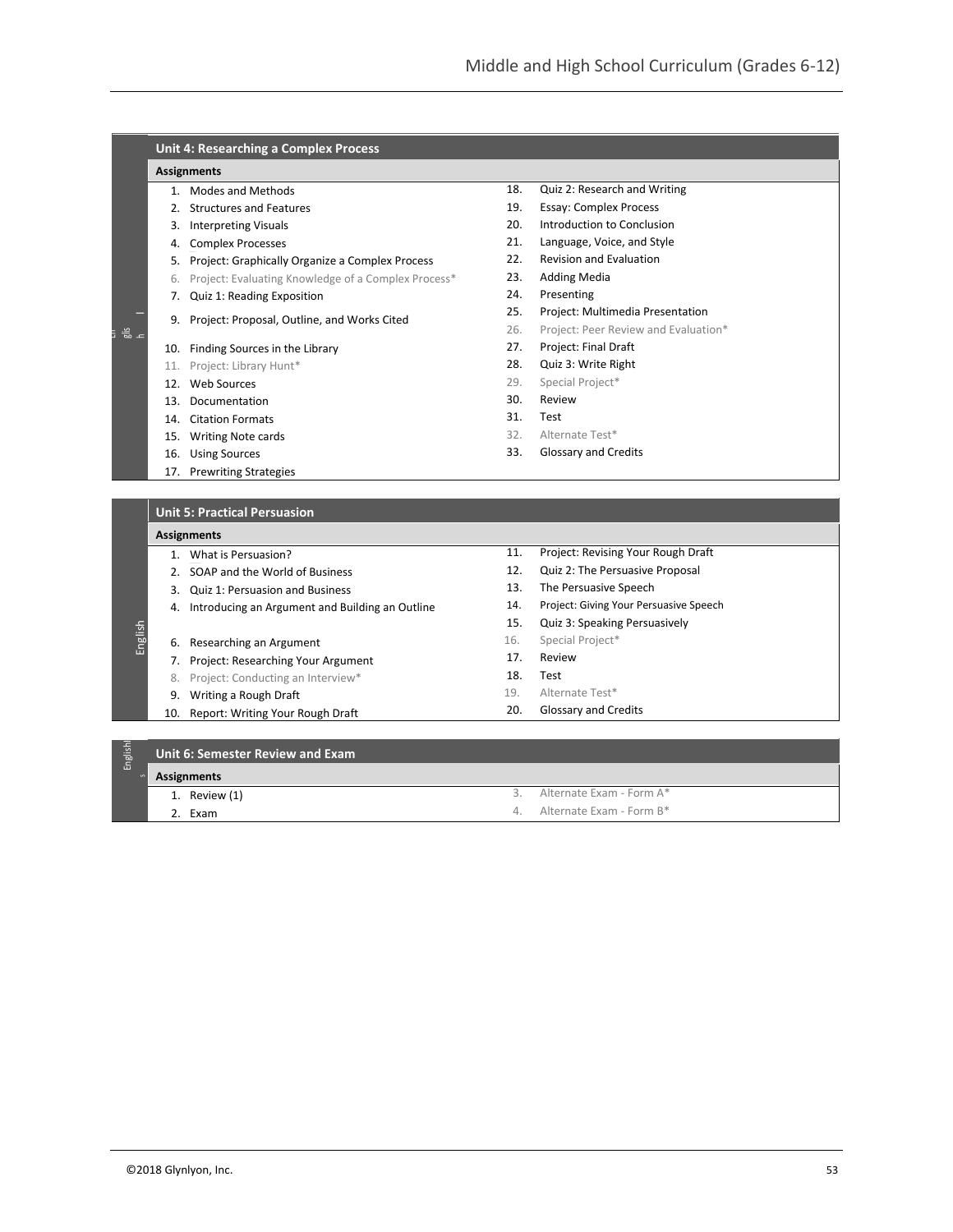## Unit 4: Researching a Complex Process

**Assignments**

1. Modes and Methods
2. Structures and Features
3. Interpreting Visuals
4. Complex Processes
5. Project: Graphically Organize a Complex Process
6. Project: Evaluating Knowledge of a Complex Process*
7. Quiz 1: Reading Exposition
9. Project: Proposal, Outline, and Works Cited
10. Finding Sources in the Library
11. Project: Library Hunt*
12. Web Sources
13. Documentation
14. Citation Formats
15. Writing Note cards
16. Using Sources
17. Prewriting Strategies
18. Quiz 2: Research and Writing
19. Essay: Complex Process
20. Introduction to Conclusion
21. Language, Voice, and Style
22. Revision and Evaluation
23. Adding Media
24. Presenting
25. Project: Multimedia Presentation
26. Project: Peer Review and Evaluation*
27. Project: Final Draft
28. Quiz 3: Write Right
29. Special Project*
30. Review
31. Test
32. Alternate Test*
33. Glossary and Credits

## Unit 5: Practical Persuasion

**Assignments**

1. What is Persuasion?
2. SOAP and the World of Business
3. Quiz 1: Persuasion and Business
4. Introducing an Argument and Building an Outline
6. Researching an Argument
7. Project: Researching Your Argument
8. Project: Conducting an Interview*
9. Writing a Rough Draft
10. Report: Writing Your Rough Draft
11. Project: Revising Your Rough Draft
12. Quiz 2: The Persuasive Proposal
13. The Persuasive Speech
14. Project: Giving Your Persuasive Speech
15. Quiz 3: Speaking Persuasively
16. Special Project*
17. Review
18. Test
19. Alternate Test*
20. Glossary and Credits

## Unit 6: Semester Review and Exam

**Assignments**

1. Review (1)
2. Exam
3. Alternate Exam - Form A*
4. Alternate Exam - Form B*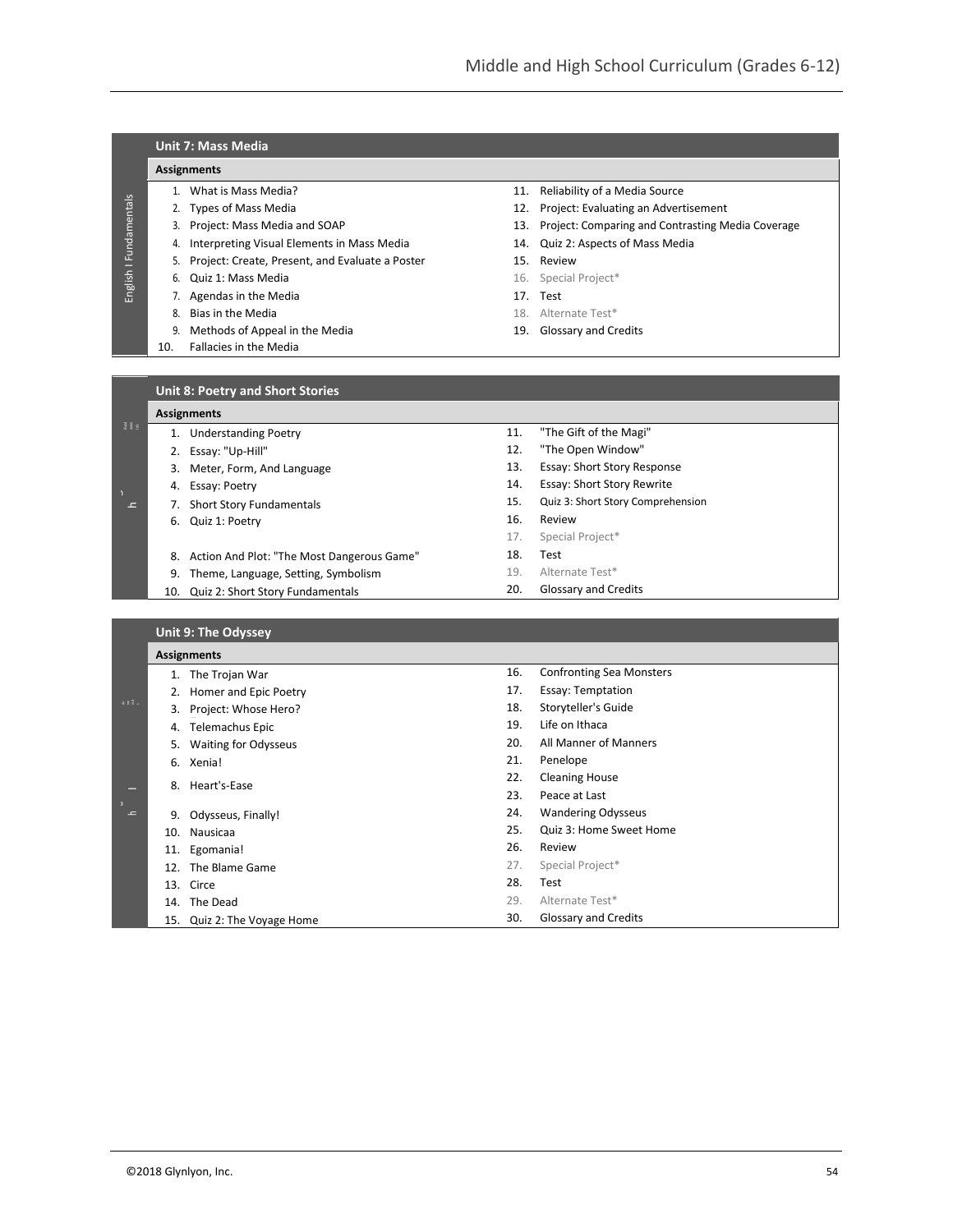English I Fundamentals

## Unit 7: Mass Media

**Assignments**

1. What is Mass Media?
2. Types of Mass Media
3. Project: Mass Media and SOAP
4. Interpreting Visual Elements in Mass Media
5. Project: Create, Present, and Evaluate a Poster
6. Quiz 1: Mass Media
7. Agendas in the Media
8. Bias in the Media
9. Methods of Appeal in the Media
10. Fallacies in the Media
11. Reliability of a Media Source
12. Project: Evaluating an Advertisement
13. Project: Comparing and Contrasting Media Coverage
14. Quiz 2: Aspects of Mass Media
15. Review
16. Special Project*
17. Test
18. Alternate Test*
19. Glossary and Credits

## Unit 8: Poetry and Short Stories

**Assignments**

1. Understanding Poetry
2. Essay: "Up-Hill"
3. Meter, Form, And Language
4. Essay: Poetry
7. Short Story Fundamentals
6. Quiz 1: Poetry
8. Action And Plot: "The Most Dangerous Game"
9. Theme, Language, Setting, Symbolism
10. Quiz 2: Short Story Fundamentals
11. "The Gift of the Magi"
12. "The Open Window"
13. Essay: Short Story Response
14. Essay: Short Story Rewrite
15. Quiz 3: Short Story Comprehension
16. Review
17. Special Project*
18. Test
19. Alternate Test*
20. Glossary and Credits

## Unit 9: The Odyssey

**Assignments**

1. The Trojan War
2. Homer and Epic Poetry
3. Project: Whose Hero?
4. Telemachus Epic
5. Waiting for Odysseus
6. Xenia!
8. Heart's-Ease
9. Odysseus, Finally!
10. Nausicaa
11. Egomania!
12. The Blame Game
13. Circe
14. The Dead
15. Quiz 2: The Voyage Home
16. Confronting Sea Monsters
17. Essay: Temptation
18. Storyteller's Guide
19. Life on Ithaca
20. All Manner of Manners
21. Penelope
22. Cleaning House
23. Peace at Last
24. Wandering Odysseus
25. Quiz 3: Home Sweet Home
26. Review
27. Special Project*
28. Test
29. Alternate Test*
30. Glossary and Credits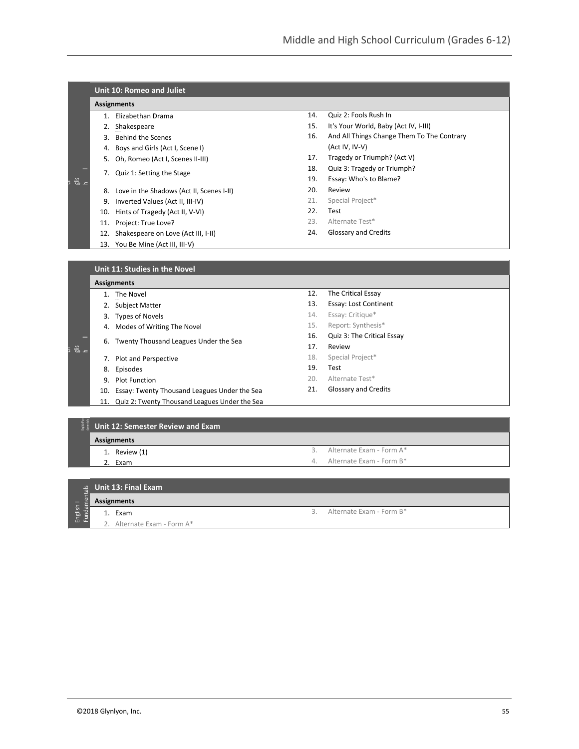## Unit 10: Romeo and Juliet

### Assignments

1. Elizabethan Drama
2. Shakespeare
3. Behind the Scenes
4. Boys and Girls (Act I, Scene I)
5. Oh, Romeo (Act I, Scenes II-III)
7. Quiz 1: Setting the Stage
8. Love in the Shadows (Act II, Scenes I-II)
9. Inverted Values (Act II, III-IV)
10. Hints of Tragedy (Act II, V-VI)
11. Project: True Love?
12. Shakespeare on Love (Act III, I-II)
13. You Be Mine (Act III, III-V)
14. Quiz 2: Fools Rush In
15. It's Your World, Baby (Act IV, I-III)
16. And All Things Change Them To The Contrary (Act IV, IV-V)
17. Tragedy or Triumph? (Act V)
18. Quiz 3: Tragedy or Triumph?
19. Essay: Who's to Blame?
20. Review
21. Special Project*
22. Test
23. Alternate Test*
24. Glossary and Credits

## Unit 11: Studies in the Novel

### Assignments

1. The Novel
2. Subject Matter
3. Types of Novels
4. Modes of Writing The Novel
6. Twenty Thousand Leagues Under the Sea
7. Plot and Perspective
8. Episodes
9. Plot Function
10. Essay: Twenty Thousand Leagues Under the Sea
11. Quiz 2: Twenty Thousand Leagues Under the Sea
12. The Critical Essay
13. Essay: Lost Continent
14. Essay: Critique*
15. Report: Synthesis*
16. Quiz 3: The Critical Essay
17. Review
18. Special Project*
19. Test
20. Alternate Test*
21. Glossary and Credits

## Unit 12: Semester Review and Exam

### Assignments

1. Review (1)
2. Exam
3. Alternate Exam - Form A*
4. Alternate Exam - Form B*

## Unit 13: Final Exam

### Assignments

1. Exam
2. Alternate Exam - Form A*
3. Alternate Exam - Form B*